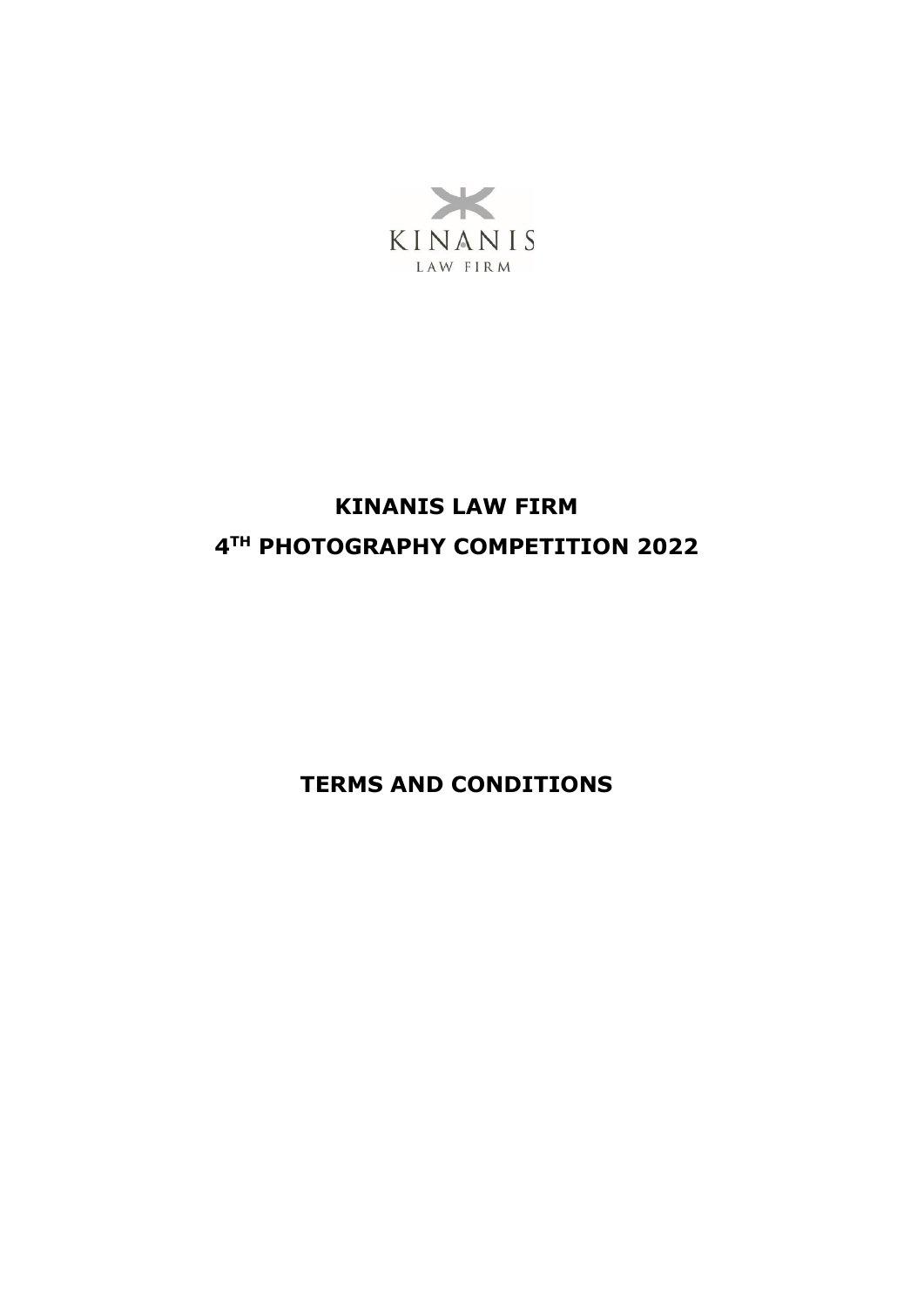KINANIS

LAW FIRM

# KINANIS LAW FIRM

# 4TH PHOTOGRAPHY COMPETITION 2022

# TERMS AND CONDITIONS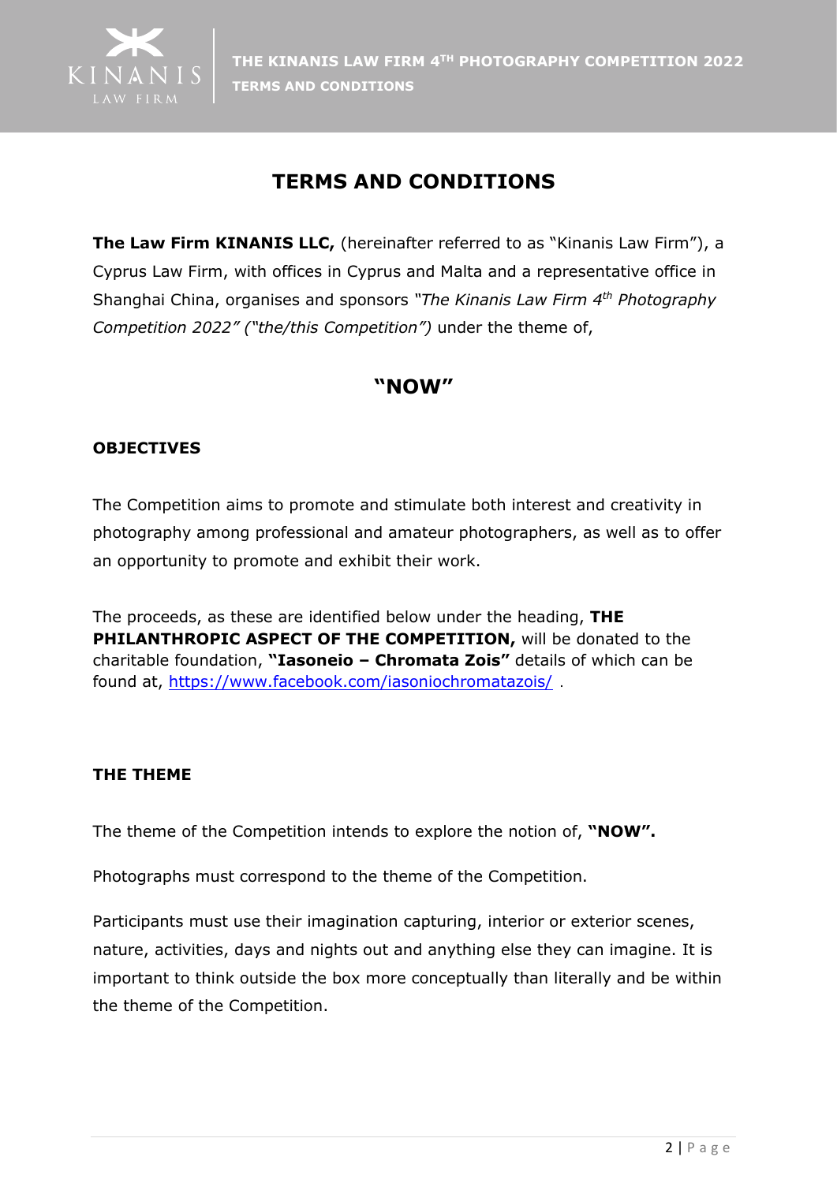# TERMS AND CONDITIONS

**The Law Firm KINANIS LLC,** (hereinafter referred to as "Kinanis Law Firm"), a Cyprus Law Firm, with offices in Cyprus and Malta and a representative office in Shanghai China, organises and sponsors *"The Kinanis Law Firm 4th Photography Competition 2022" ("the/this Competition")* under the theme of,

## "NOW"

### OBJECTIVES

The Competition aims to promote and stimulate both interest and creativity in photography among professional and amateur photographers, as well as to offer an opportunity to promote and exhibit their work.

The proceeds, as these are identified below under the heading, **THE PHILANTHROPIC ASPECT OF THE COMPETITION,** will be donated to the charitable foundation, **"Iasoneio – Chromata Zois"** details of which can be found at, https://www.facebook.com/iasoniochromatazois/ .

### THE THEME

The theme of the Competition intends to explore the notion of, **"NOW".**

Photographs must correspond to the theme of the Competition.

Participants must use their imagination capturing, interior or exterior scenes, nature, activities, days and nights out and anything else they can imagine. It is important to think outside the box more conceptually than literally and be within the theme of the Competition.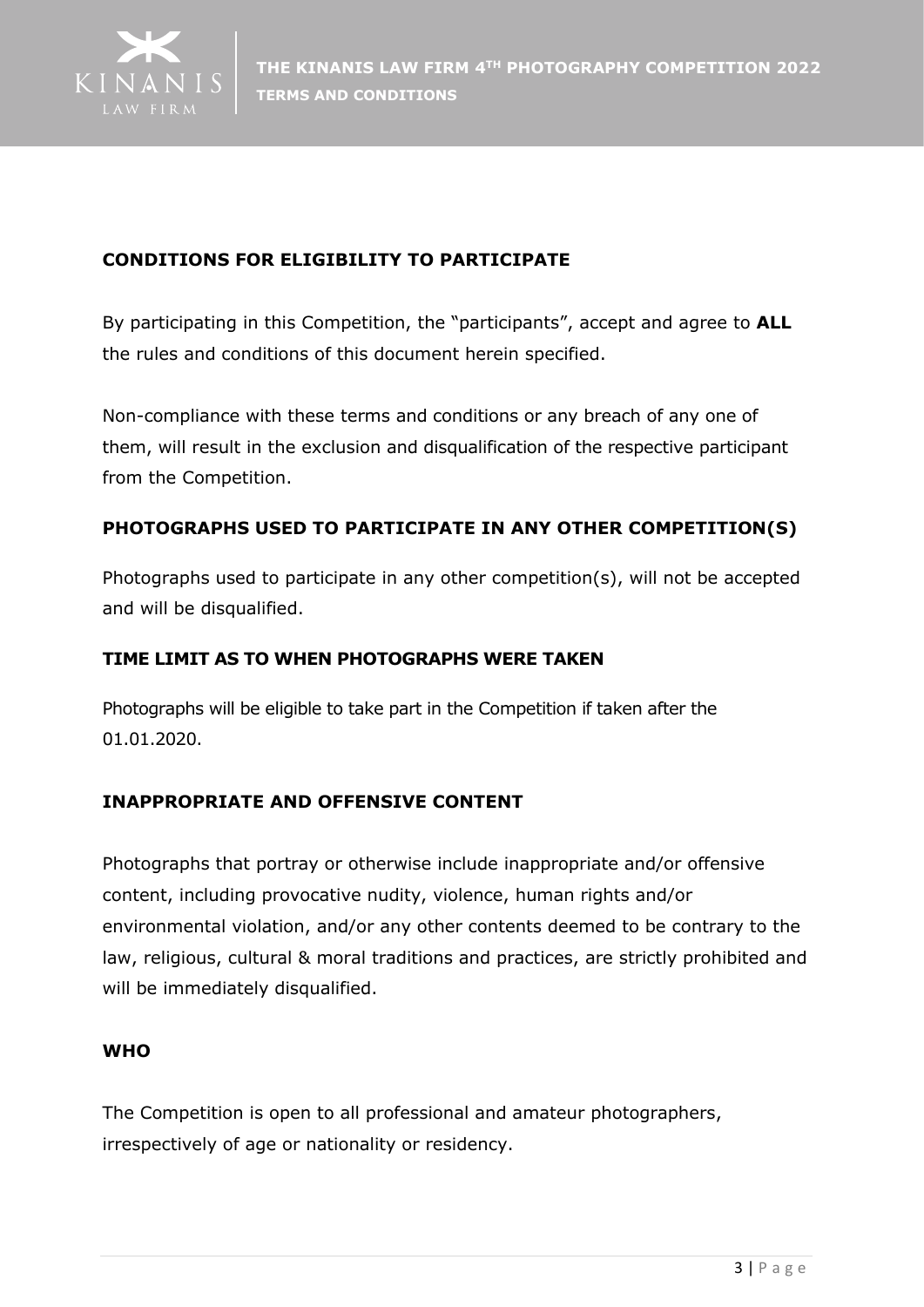## CONDITIONS FOR ELIGIBILITY TO PARTICIPATE

By participating in this Competition, the "participants", accept and agree to **ALL** the rules and conditions of this document herein specified.

Non-compliance with these terms and conditions or any breach of any one of them, will result in the exclusion and disqualification of the respective participant from the Competition.

## PHOTOGRAPHS USED TO PARTICIPATE IN ANY OTHER COMPETITION(S)

Photographs used to participate in any other competition(s), will not be accepted and will be disqualified.

## TIME LIMIT AS TO WHEN PHOTOGRAPHS WERE TAKEN

Photographs will be eligible to take part in the Competition if taken after the 01.01.2020.

## INAPPROPRIATE AND OFFENSIVE CONTENT

Photographs that portray or otherwise include inappropriate and/or offensive content, including provocative nudity, violence, human rights and/or environmental violation, and/or any other contents deemed to be contrary to the law, religious, cultural & moral traditions and practices, are strictly prohibited and will be immediately disqualified.

## WHO

The Competition is open to all professional and amateur photographers, irrespectively of age or nationality or residency.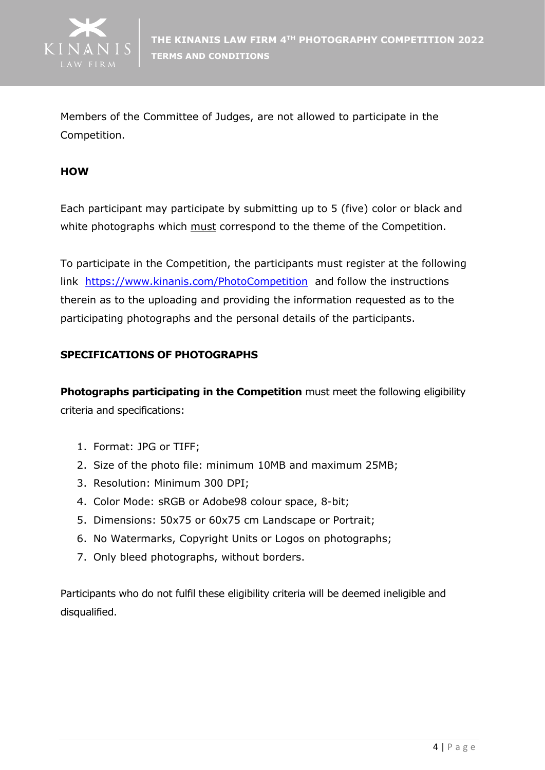Members of the Committee of Judges, are not allowed to participate in the Competition.

## HOW

Each participant may participate by submitting up to 5 (five) color or black and white photographs which must correspond to the theme of the Competition.

To participate in the Competition, the participants must register at the following link https://www.kinanis.com/PhotoCompetition and follow the instructions therein as to the uploading and providing the information requested as to the participating photographs and the personal details of the participants.

## SPECIFICATIONS OF PHOTOGRAPHS

**Photographs participating in the Competition** must meet the following eligibility criteria and specifications:

1. Format: JPG or TIFF;
2. Size of the photo file: minimum 10MB and maximum 25MB;
3. Resolution: Minimum 300 DPI;
4. Color Mode: sRGB or Adobe98 colour space, 8-bit;
5. Dimensions: 50x75 or 60x75 cm Landscape or Portrait;
6. No Watermarks, Copyright Units or Logos on photographs;
7. Only bleed photographs, without borders.

Participants who do not fulfil these eligibility criteria will be deemed ineligible and disqualified.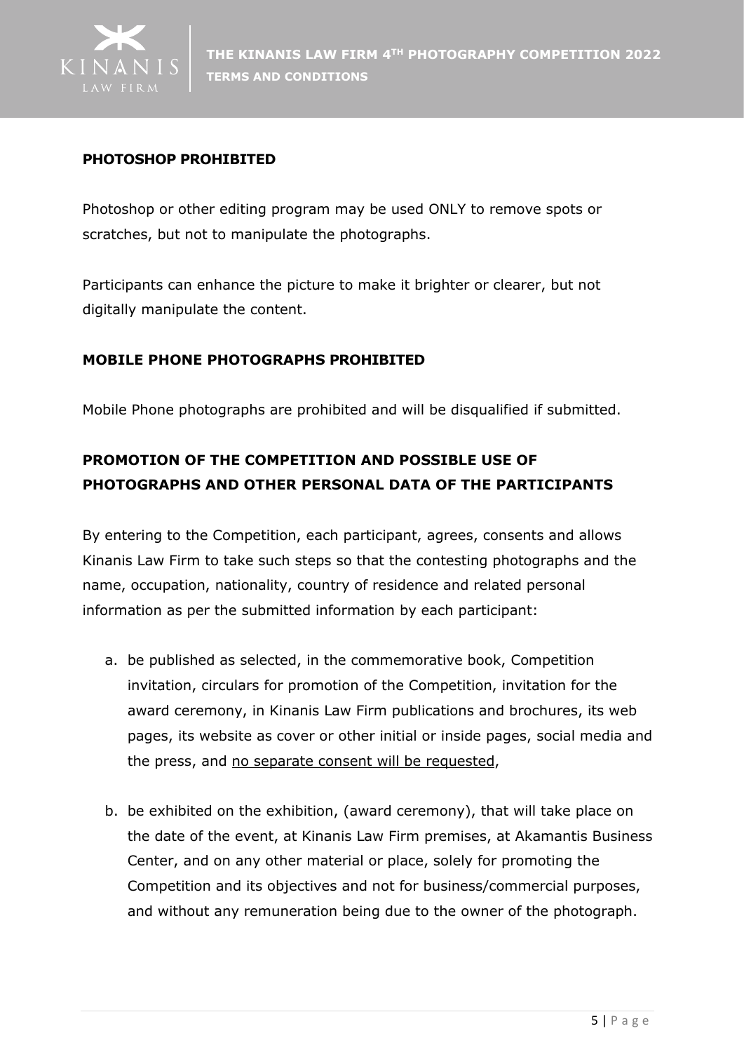## PHOTOSHOP PROHIBITED

Photoshop or other editing program may be used ONLY to remove spots or scratches, but not to manipulate the photographs.

Participants can enhance the picture to make it brighter or clearer, but not digitally manipulate the content.

## MOBILE PHONE PHOTOGRAPHS PROHIBITED

Mobile Phone photographs are prohibited and will be disqualified if submitted.

## PROMOTION OF THE COMPETITION AND POSSIBLE USE OF PHOTOGRAPHS AND OTHER PERSONAL DATA OF THE PARTICIPANTS

By entering to the Competition, each participant, agrees, consents and allows Kinanis Law Firm to take such steps so that the contesting photographs and the name, occupation, nationality, country of residence and related personal information as per the submitted information by each participant:

a. be published as selected, in the commemorative book, Competition invitation, circulars for promotion of the Competition, invitation for the award ceremony, in Kinanis Law Firm publications and brochures, its web pages, its website as cover or other initial or inside pages, social media and the press, and <u>no separate consent will be requested</u>,

b. be exhibited on the exhibition, (award ceremony), that will take place on the date of the event, at Kinanis Law Firm premises, at Akamantis Business Center, and on any other material or place, solely for promoting the Competition and its objectives and not for business/commercial purposes, and without any remuneration being due to the owner of the photograph.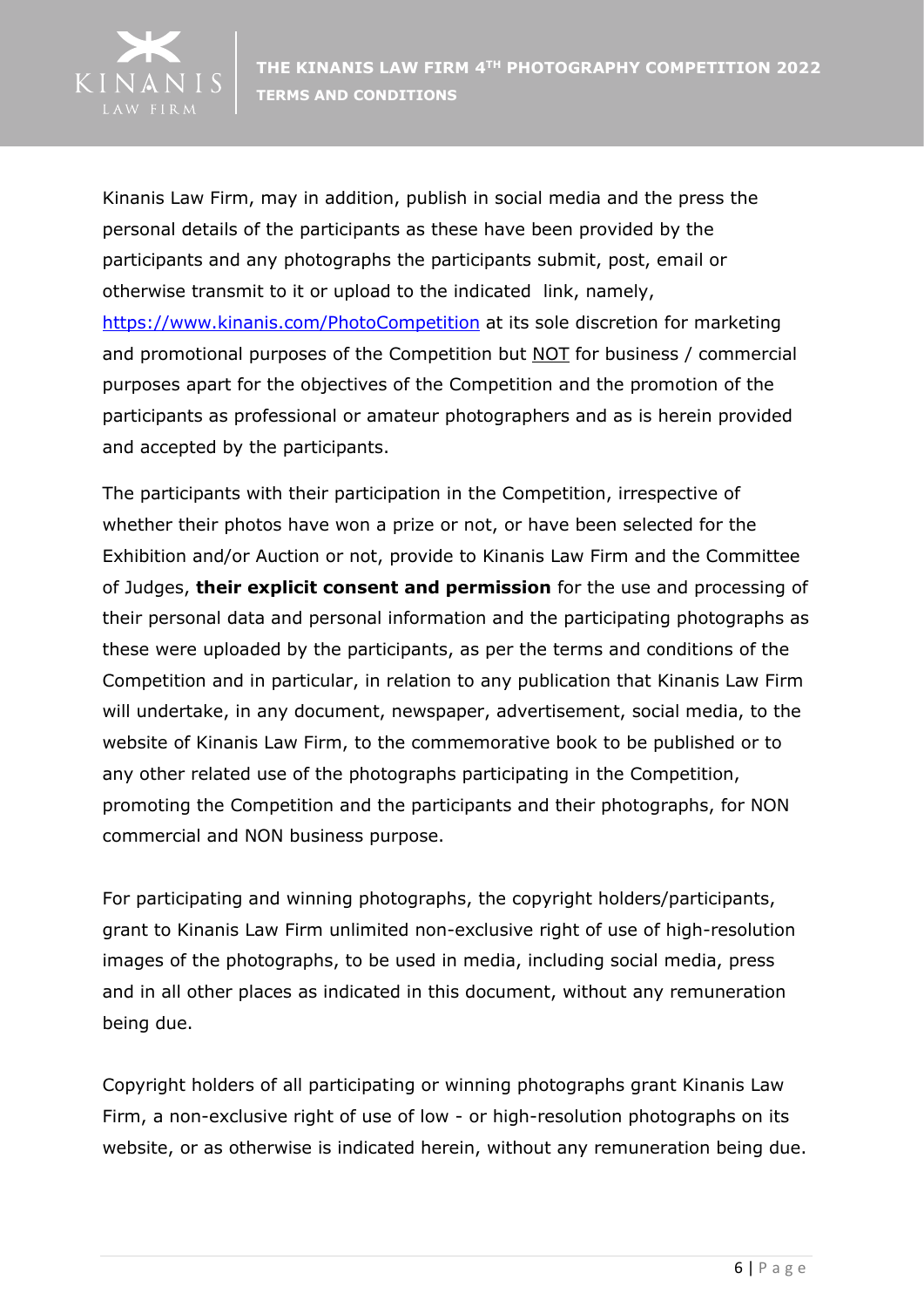Kinanis Law Firm, may in addition, publish in social media and the press the personal details of the participants as these have been provided by the participants and any photographs the participants submit, post, email or otherwise transmit to it or upload to the indicated link, namely, https://www.kinanis.com/PhotoCompetition at its sole discretion for marketing and promotional purposes of the Competition but NOT for business / commercial purposes apart for the objectives of the Competition and the promotion of the participants as professional or amateur photographers and as is herein provided and accepted by the participants.

The participants with their participation in the Competition, irrespective of whether their photos have won a prize or not, or have been selected for the Exhibition and/or Auction or not, provide to Kinanis Law Firm and the Committee of Judges, **their explicit consent and permission** for the use and processing of their personal data and personal information and the participating photographs as these were uploaded by the participants, as per the terms and conditions of the Competition and in particular, in relation to any publication that Kinanis Law Firm will undertake, in any document, newspaper, advertisement, social media, to the website of Kinanis Law Firm, to the commemorative book to be published or to any other related use of the photographs participating in the Competition, promoting the Competition and the participants and their photographs, for NON commercial and NON business purpose.

For participating and winning photographs, the copyright holders/participants, grant to Kinanis Law Firm unlimited non-exclusive right of use of high-resolution images of the photographs, to be used in media, including social media, press and in all other places as indicated in this document, without any remuneration being due.

Copyright holders of all participating or winning photographs grant Kinanis Law Firm, a non-exclusive right of use of low - or high-resolution photographs on its website, or as otherwise is indicated herein, without any remuneration being due.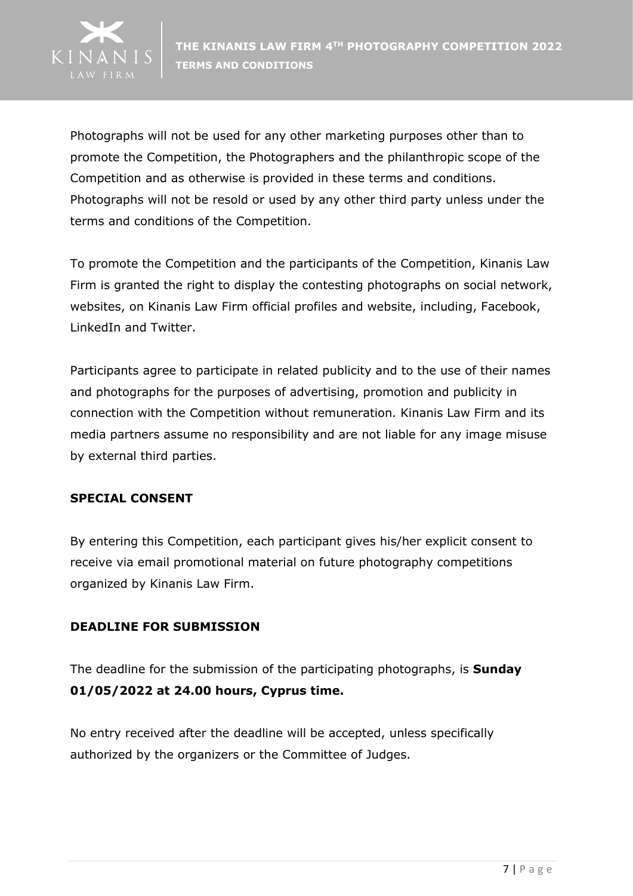Photographs will not be used for any other marketing purposes other than to promote the Competition, the Photographers and the philanthropic scope of the Competition and as otherwise is provided in these terms and conditions. Photographs will not be resold or used by any other third party unless under the terms and conditions of the Competition.

To promote the Competition and the participants of the Competition, Kinanis Law Firm is granted the right to display the contesting photographs on social network, websites, on Kinanis Law Firm official profiles and website, including, Facebook, LinkedIn and Twitter.

Participants agree to participate in related publicity and to the use of their names and photographs for the purposes of advertising, promotion and publicity in connection with the Competition without remuneration. Kinanis Law Firm and its media partners assume no responsibility and are not liable for any image misuse by external third parties.

**SPECIAL CONSENT**

By entering this Competition, each participant gives his/her explicit consent to receive via email promotional material on future photography competitions organized by Kinanis Law Firm.

**DEADLINE FOR SUBMISSION**

The deadline for the submission of the participating photographs, is **Sunday 01/05/2022 at 24.00 hours, Cyprus time.**

No entry received after the deadline will be accepted, unless specifically authorized by the organizers or the Committee of Judges.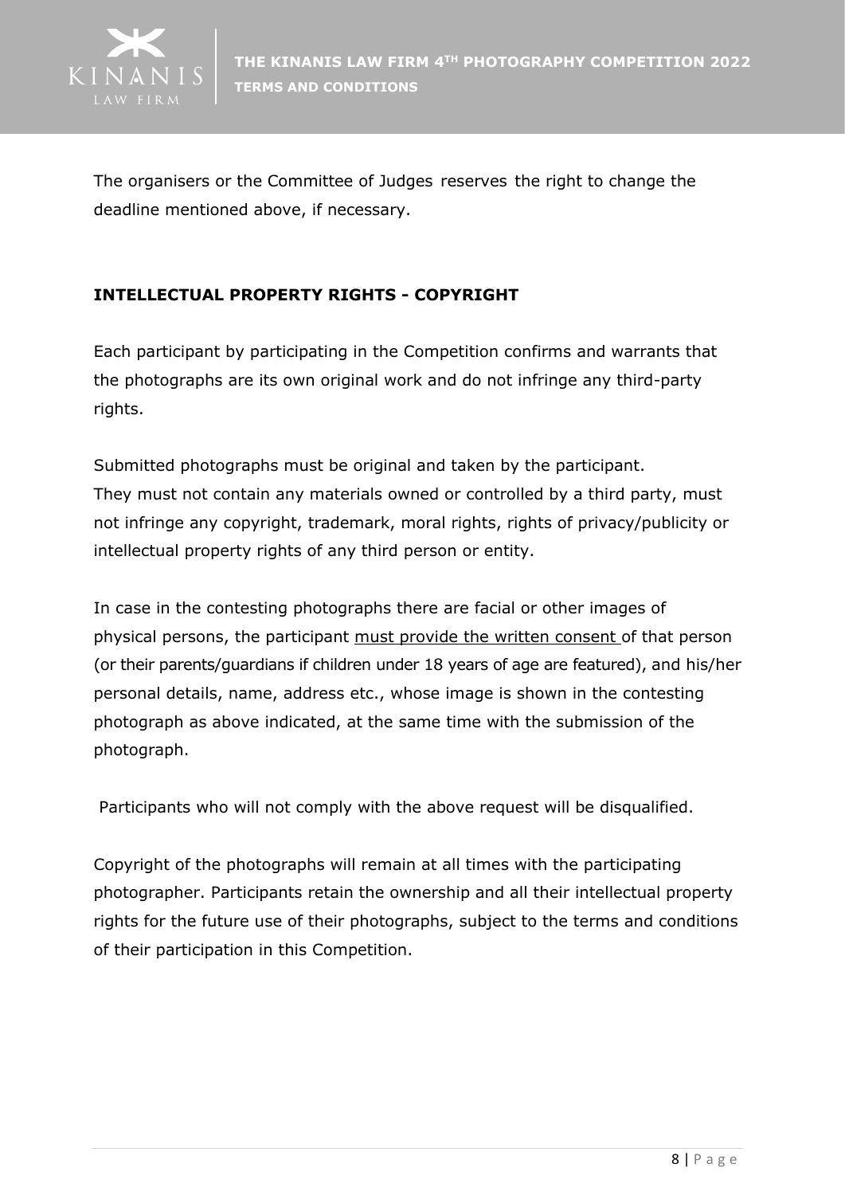The organisers or the Committee of Judges reserves the right to change the deadline mentioned above, if necessary.

**INTELLECTUAL PROPERTY RIGHTS - COPYRIGHT**

Each participant by participating in the Competition confirms and warrants that the photographs are its own original work and do not infringe any third-party rights.

Submitted photographs must be original and taken by the participant.
They must not contain any materials owned or controlled by a third party, must not infringe any copyright, trademark, moral rights, rights of privacy/publicity or intellectual property rights of any third person or entity.

In case in the contesting photographs there are facial or other images of physical persons, the participant must provide the written consent of that person (or their parents/guardians if children under 18 years of age are featured), and his/her personal details, name, address etc., whose image is shown in the contesting photograph as above indicated, at the same time with the submission of the photograph.

Participants who will not comply with the above request will be disqualified.

Copyright of the photographs will remain at all times with the participating photographer. Participants retain the ownership and all their intellectual property rights for the future use of their photographs, subject to the terms and conditions of their participation in this Competition.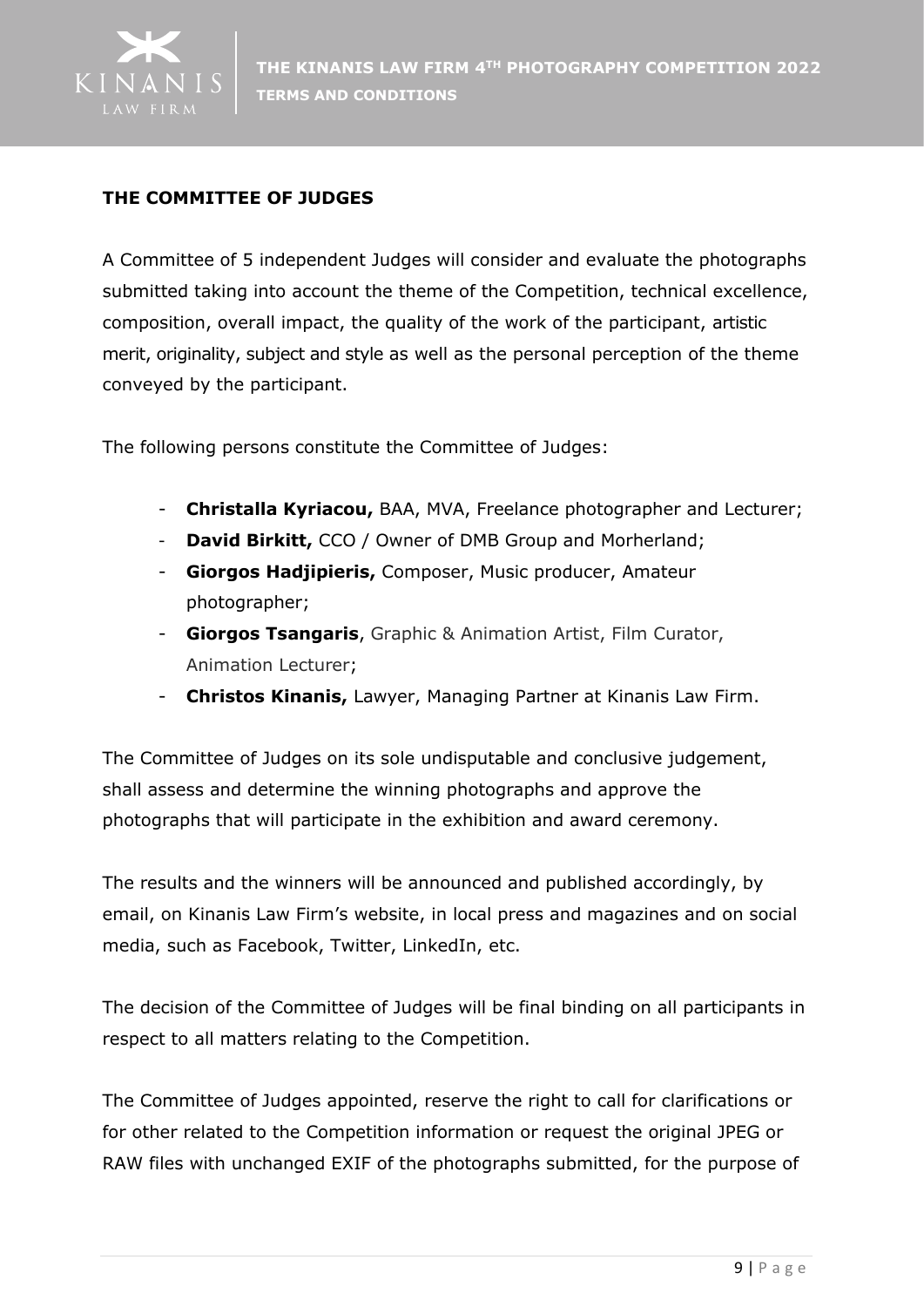**THE COMMITTEE OF JUDGES**

A Committee of 5 independent Judges will consider and evaluate the photographs submitted taking into account the theme of the Competition, technical excellence, composition, overall impact, the quality of the work of the participant, artistic merit, originality, subject and style as well as the personal perception of the theme conveyed by the participant.

The following persons constitute the Committee of Judges:

- **Christalla Kyriacou,** BAA, MVA, Freelance photographer and Lecturer;
- **David Birkitt,** CCO / Owner of DMB Group and Morherland;
- **Giorgos Hadjipieris,** Composer, Music producer, Amateur photographer;
- **Giorgos Tsangaris**, Graphic & Animation Artist, Film Curator, Animation Lecturer;
- **Christos Kinanis,** Lawyer, Managing Partner at Kinanis Law Firm.

The Committee of Judges on its sole undisputable and conclusive judgement, shall assess and determine the winning photographs and approve the photographs that will participate in the exhibition and award ceremony.

The results and the winners will be announced and published accordingly, by email, on Kinanis Law Firm's website, in local press and magazines and on social media, such as Facebook, Twitter, LinkedIn, etc.

The decision of the Committee of Judges will be final binding on all participants in respect to all matters relating to the Competition.

The Committee of Judges appointed, reserve the right to call for clarifications or for other related to the Competition information or request the original JPEG or RAW files with unchanged EXIF of the photographs submitted, for the purpose of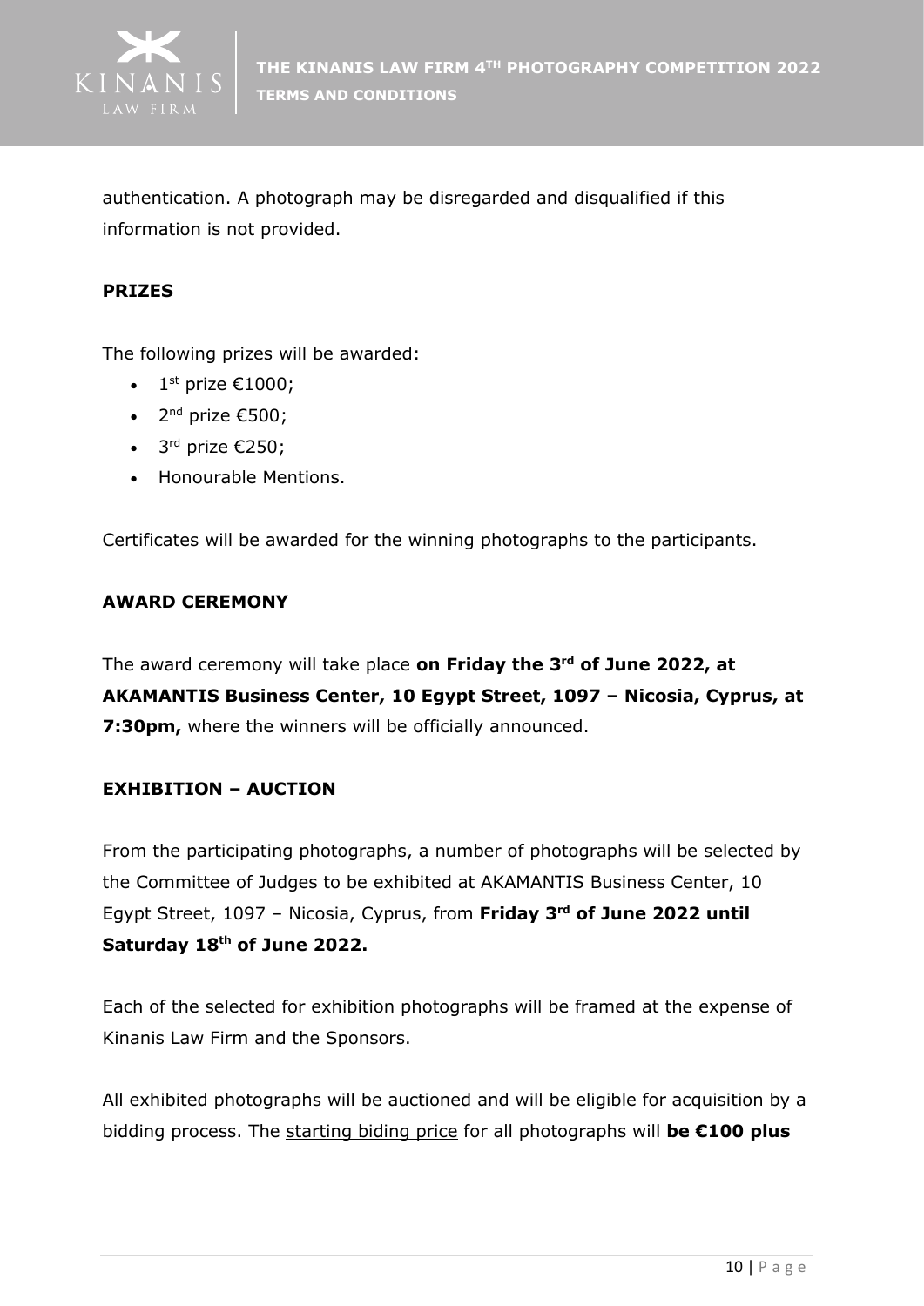authentication. A photograph may be disregarded and disqualified if this information is not provided.

**PRIZES**

The following prizes will be awarded:

- 1st prize €1000;
- 2nd prize €500;
- 3rd prize €250;
- Honourable Mentions.

Certificates will be awarded for the winning photographs to the participants.

**AWARD CEREMONY**

The award ceremony will take place **on Friday the 3rd of June 2022, at AKAMANTIS Business Center, 10 Egypt Street, 1097 – Nicosia, Cyprus, at 7:30pm,** where the winners will be officially announced.

**EXHIBITION – AUCTION**

From the participating photographs, a number of photographs will be selected by the Committee of Judges to be exhibited at AKAMANTIS Business Center, 10 Egypt Street, 1097 – Nicosia, Cyprus, from **Friday 3rd of June 2022 until Saturday 18th of June 2022.**

Each of the selected for exhibition photographs will be framed at the expense of Kinanis Law Firm and the Sponsors.

All exhibited photographs will be auctioned and will be eligible for acquisition by a bidding process. The starting biding price for all photographs will **be €100 plus**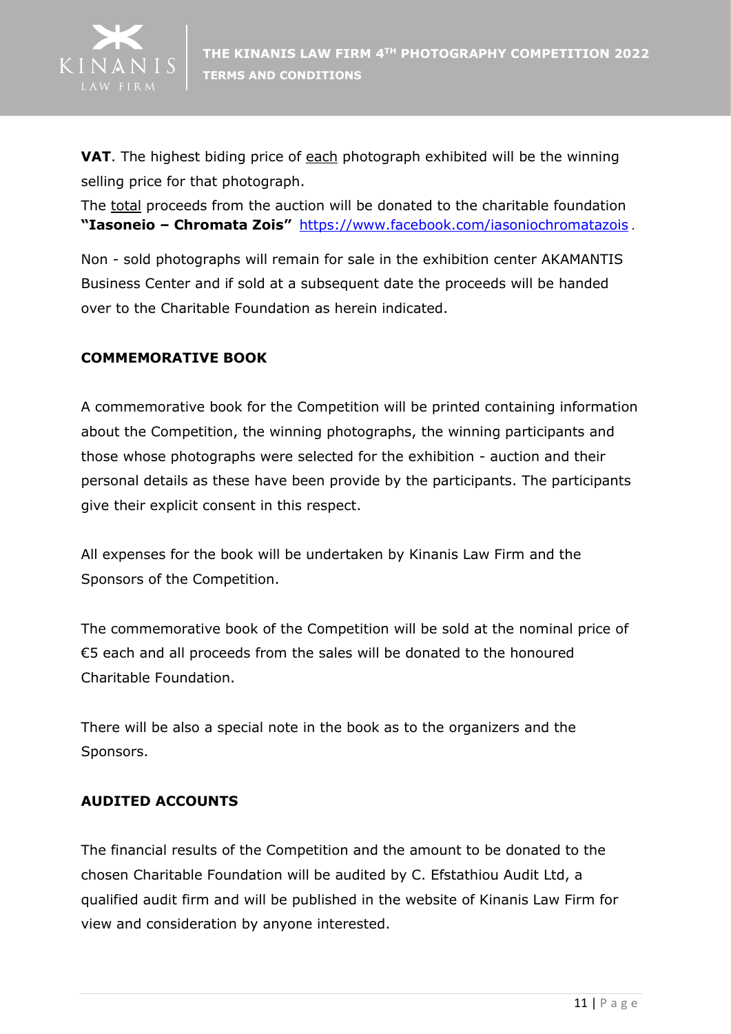**VAT**. The highest biding price of each photograph exhibited will be the winning selling price for that photograph.

The total proceeds from the auction will be donated to the charitable foundation **"Iasoneio – Chromata Zois"** https://www.facebook.com/iasoniochromatazois .

Non - sold photographs will remain for sale in the exhibition center AKAMANTIS Business Center and if sold at a subsequent date the proceeds will be handed over to the Charitable Foundation as herein indicated.

## COMMEMORATIVE BOOK

A commemorative book for the Competition will be printed containing information about the Competition, the winning photographs, the winning participants and those whose photographs were selected for the exhibition - auction and their personal details as these have been provide by the participants. The participants give their explicit consent in this respect.

All expenses for the book will be undertaken by Kinanis Law Firm and the Sponsors of the Competition.

The commemorative book of the Competition will be sold at the nominal price of €5 each and all proceeds from the sales will be donated to the honoured Charitable Foundation.

There will be also a special note in the book as to the organizers and the Sponsors.

## AUDITED ACCOUNTS

The financial results of the Competition and the amount to be donated to the chosen Charitable Foundation will be audited by C. Efstathiou Audit Ltd, a qualified audit firm and will be published in the website of Kinanis Law Firm for view and consideration by anyone interested.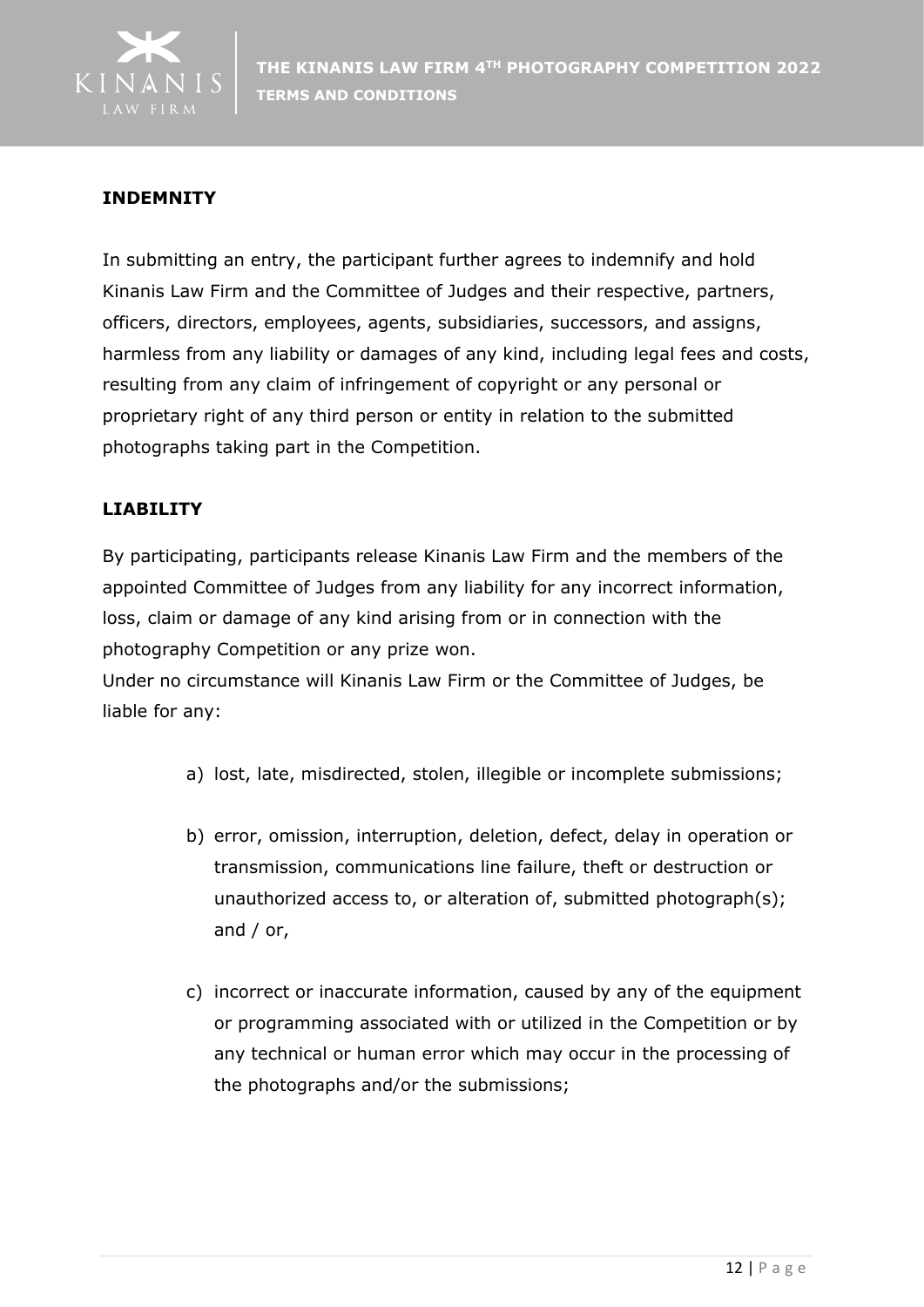## INDEMNITY

In submitting an entry, the participant further agrees to indemnify and hold Kinanis Law Firm and the Committee of Judges and their respective, partners, officers, directors, employees, agents, subsidiaries, successors, and assigns, harmless from any liability or damages of any kind, including legal fees and costs, resulting from any claim of infringement of copyright or any personal or proprietary right of any third person or entity in relation to the submitted photographs taking part in the Competition.

## LIABILITY

By participating, participants release Kinanis Law Firm and the members of the appointed Committee of Judges from any liability for any incorrect information, loss, claim or damage of any kind arising from or in connection with the photography Competition or any prize won.

Under no circumstance will Kinanis Law Firm or the Committee of Judges, be liable for any:

a) lost, late, misdirected, stolen, illegible or incomplete submissions;

b) error, omission, interruption, deletion, defect, delay in operation or transmission, communications line failure, theft or destruction or unauthorized access to, or alteration of, submitted photograph(s); and / or,

c) incorrect or inaccurate information, caused by any of the equipment or programming associated with or utilized in the Competition or by any technical or human error which may occur in the processing of the photographs and/or the submissions;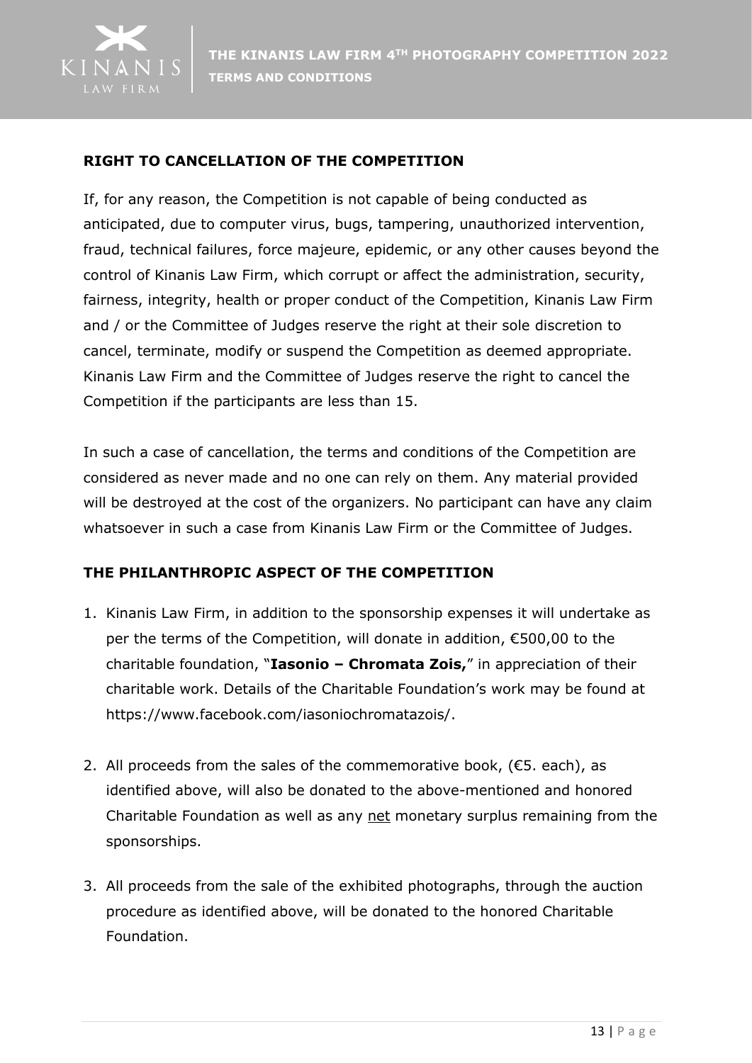## RIGHT TO CANCELLATION OF THE COMPETITION

If, for any reason, the Competition is not capable of being conducted as anticipated, due to computer virus, bugs, tampering, unauthorized intervention, fraud, technical failures, force majeure, epidemic, or any other causes beyond the control of Kinanis Law Firm, which corrupt or affect the administration, security, fairness, integrity, health or proper conduct of the Competition, Kinanis Law Firm and / or the Committee of Judges reserve the right at their sole discretion to cancel, terminate, modify or suspend the Competition as deemed appropriate. Kinanis Law Firm and the Committee of Judges reserve the right to cancel the Competition if the participants are less than 15.

In such a case of cancellation, the terms and conditions of the Competition are considered as never made and no one can rely on them. Any material provided will be destroyed at the cost of the organizers. No participant can have any claim whatsoever in such a case from Kinanis Law Firm or the Committee of Judges.

## THE PHILANTHROPIC ASPECT OF THE COMPETITION

1. Kinanis Law Firm, in addition to the sponsorship expenses it will undertake as per the terms of the Competition, will donate in addition, €500,00 to the charitable foundation, "**Iasonio – Chromata Zois,**" in appreciation of their charitable work. Details of the Charitable Foundation's work may be found at https://www.facebook.com/iasoniochromatazois/.

2. All proceeds from the sales of the commemorative book, (€5. each), as identified above, will also be donated to the above-mentioned and honored Charitable Foundation as well as any <u>net</u> monetary surplus remaining from the sponsorships.

3. All proceeds from the sale of the exhibited photographs, through the auction procedure as identified above, will be donated to the honored Charitable Foundation.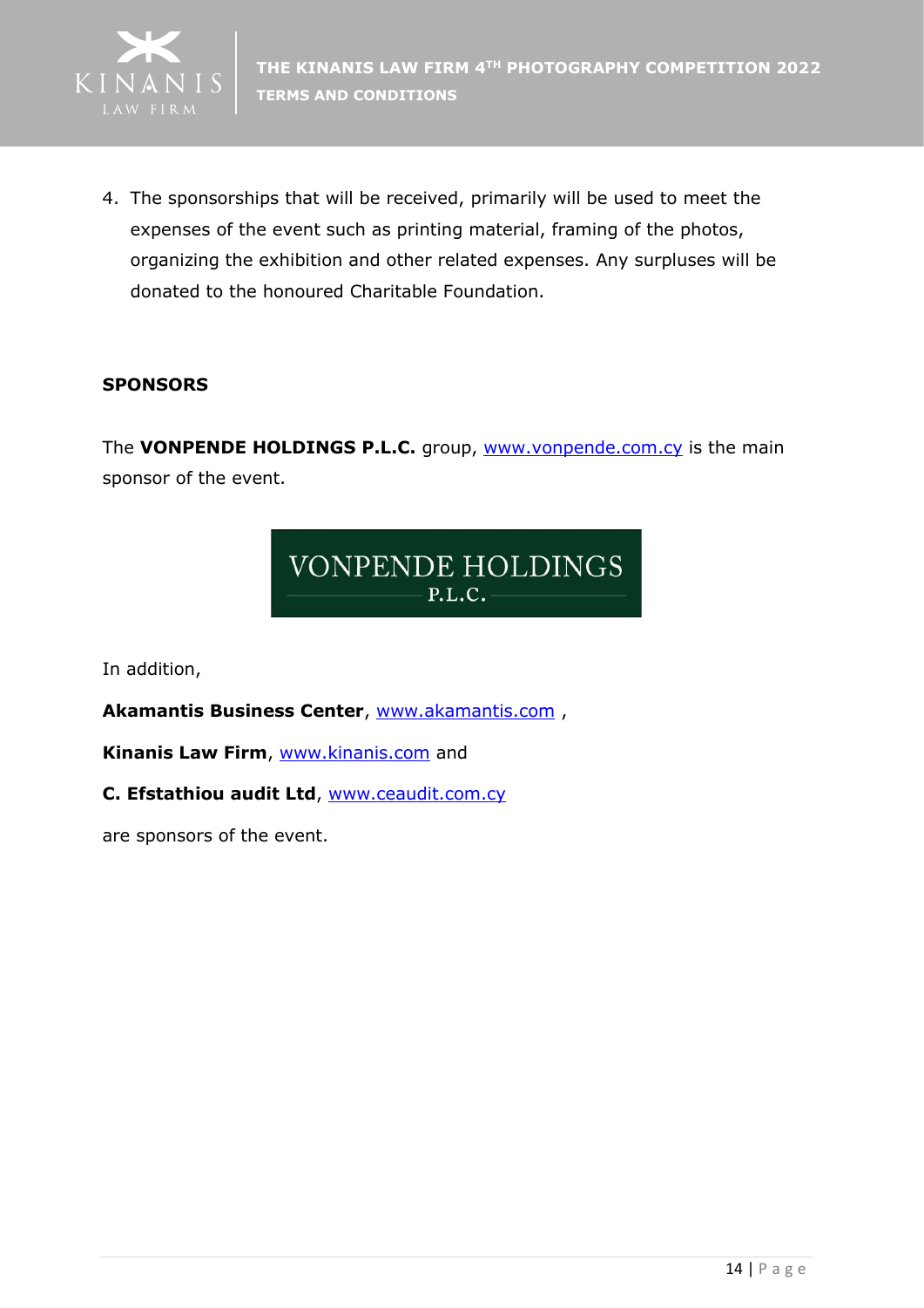4. The sponsorships that will be received, primarily will be used to meet the expenses of the event such as printing material, framing of the photos, organizing the exhibition and other related expenses. Any surpluses will be donated to the honoured Charitable Foundation.

## SPONSORS

The **VONPENDE HOLDINGS P.L.C.** group, www.vonpende.com.cy is the main sponsor of the event.

VONPENDE HOLDINGS P.L.C.

In addition,

**Akamantis Business Center**, www.akamantis.com ,

**Kinanis Law Firm**, www.kinanis.com and

**C. Efstathiou audit Ltd**, www.ceaudit.com.cy

are sponsors of the event.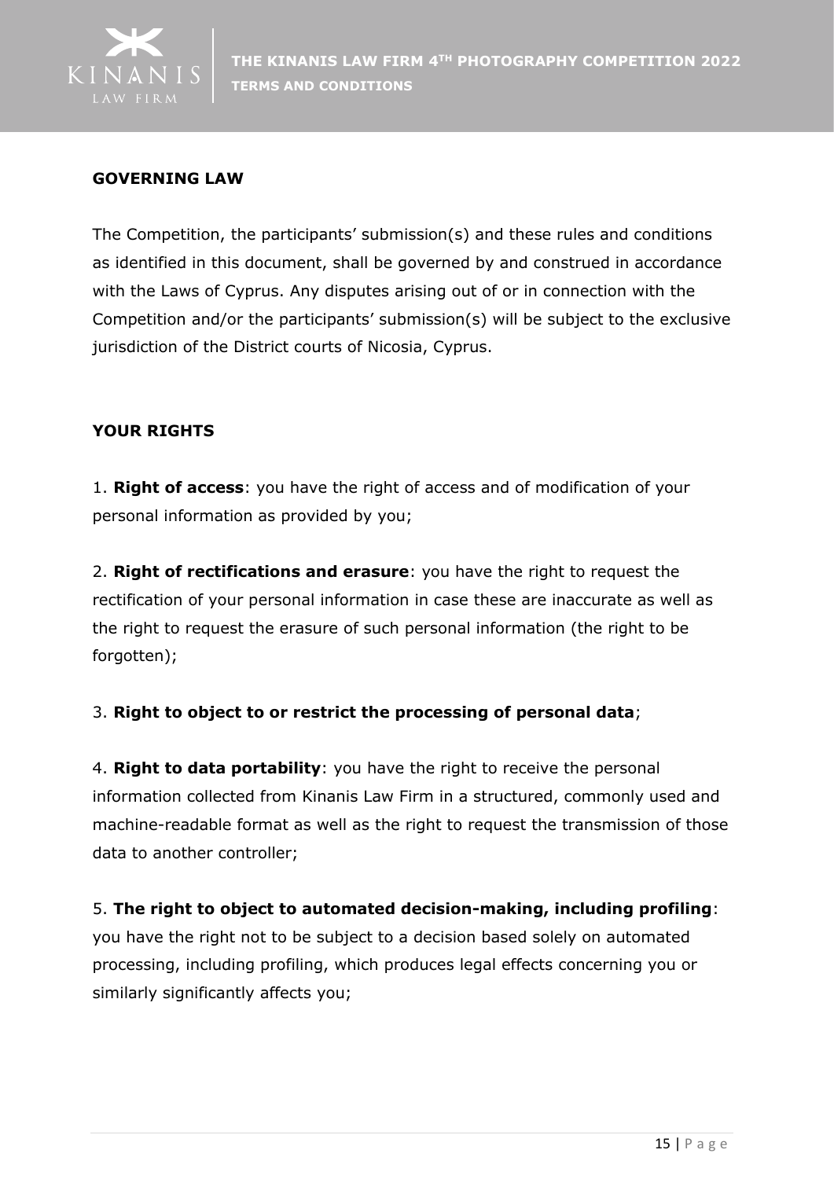## GOVERNING LAW

The Competition, the participants' submission(s) and these rules and conditions as identified in this document, shall be governed by and construed in accordance with the Laws of Cyprus. Any disputes arising out of or in connection with the Competition and/or the participants' submission(s) will be subject to the exclusive jurisdiction of the District courts of Nicosia, Cyprus.

## YOUR RIGHTS

1. **Right of access**: you have the right of access and of modification of your personal information as provided by you;

2. **Right of rectifications and erasure**: you have the right to request the rectification of your personal information in case these are inaccurate as well as the right to request the erasure of such personal information (the right to be forgotten);

3. **Right to object to or restrict the processing of personal data**;

4. **Right to data portability**: you have the right to receive the personal information collected from Kinanis Law Firm in a structured, commonly used and machine-readable format as well as the right to request the transmission of those data to another controller;

5. **The right to object to automated decision-making, including profiling**: you have the right not to be subject to a decision based solely on automated processing, including profiling, which produces legal effects concerning you or similarly significantly affects you;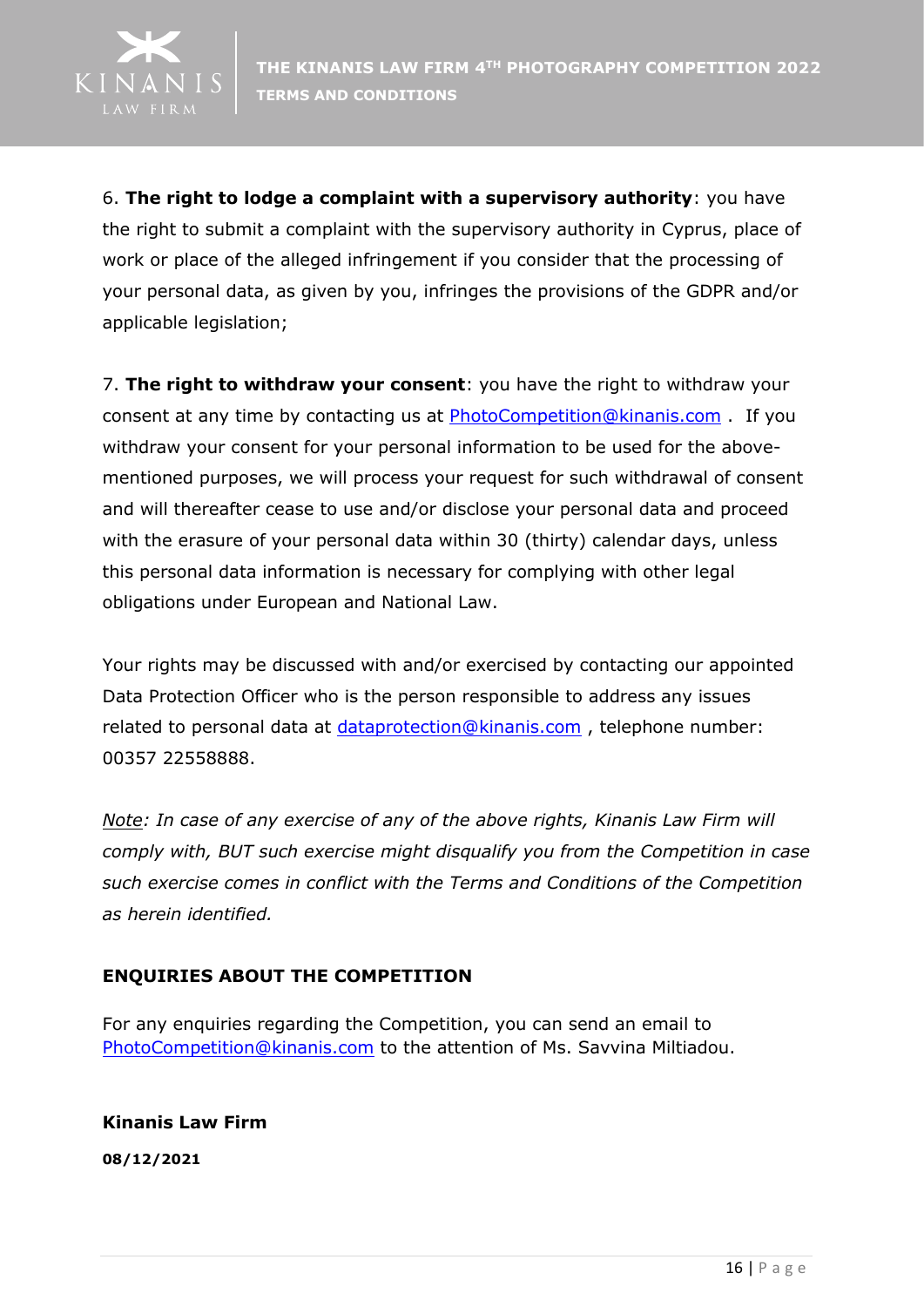6. **The right to lodge a complaint with a supervisory authority**: you have the right to submit a complaint with the supervisory authority in Cyprus, place of work or place of the alleged infringement if you consider that the processing of your personal data, as given by you, infringes the provisions of the GDPR and/or applicable legislation;

7. **The right to withdraw your consent**: you have the right to withdraw your consent at any time by contacting us at PhotoCompetition@kinanis.com . If you withdraw your consent for your personal information to be used for the above-mentioned purposes, we will process your request for such withdrawal of consent and will thereafter cease to use and/or disclose your personal data and proceed with the erasure of your personal data within 30 (thirty) calendar days, unless this personal data information is necessary for complying with other legal obligations under European and National Law.

Your rights may be discussed with and/or exercised by contacting our appointed Data Protection Officer who is the person responsible to address any issues related to personal data at dataprotection@kinanis.com , telephone number: 00357 22558888.

*Note: In case of any exercise of any of the above rights, Kinanis Law Firm will comply with, BUT such exercise might disqualify you from the Competition in case such exercise comes in conflict with the Terms and Conditions of the Competition as herein identified.*

**ENQUIRIES ABOUT THE COMPETITION**

For any enquiries regarding the Competition, you can send an email to PhotoCompetition@kinanis.com to the attention of Ms. Savvina Miltiadou.

**Kinanis Law Firm**

**08/12/2021**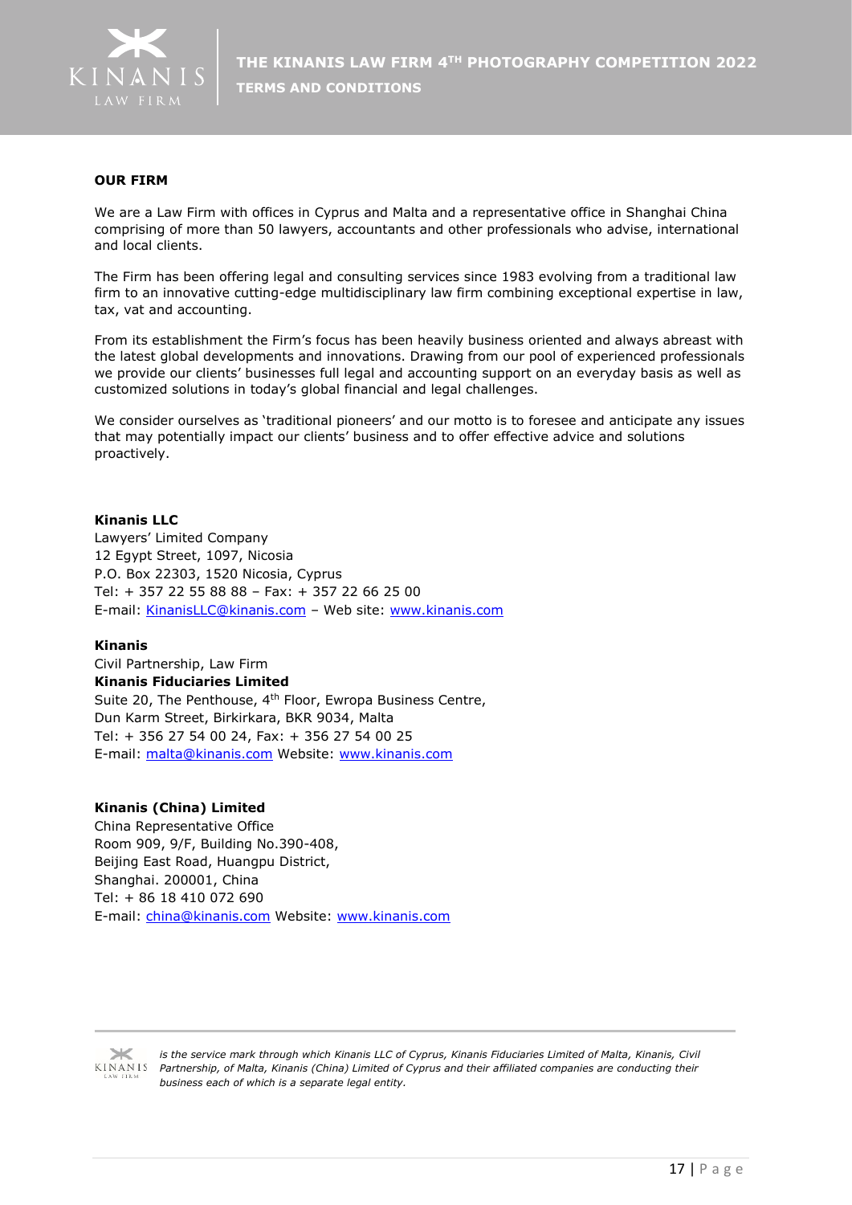## OUR FIRM

We are a Law Firm with offices in Cyprus and Malta and a representative office in Shanghai China comprising of more than 50 lawyers, accountants and other professionals who advise, international and local clients.

The Firm has been offering legal and consulting services since 1983 evolving from a traditional law firm to an innovative cutting-edge multidisciplinary law firm combining exceptional expertise in law, tax, vat and accounting.

From its establishment the Firm's focus has been heavily business oriented and always abreast with the latest global developments and innovations. Drawing from our pool of experienced professionals we provide our clients' businesses full legal and accounting support on an everyday basis as well as customized solutions in today's global financial and legal challenges.

We consider ourselves as 'traditional pioneers' and our motto is to foresee and anticipate any issues that may potentially impact our clients' business and to offer effective advice and solutions proactively.

**Kinanis LLC**
Lawyers' Limited Company
12 Egypt Street, 1097, Nicosia
P.O. Box 22303, 1520 Nicosia, Cyprus
Tel: + 357 22 55 88 88 – Fax: + 357 22 66 25 00
E-mail: KinanisLLC@kinanis.com – Web site: www.kinanis.com

**Kinanis**
Civil Partnership, Law Firm
**Kinanis Fiduciaries Limited**
Suite 20, The Penthouse, 4th Floor, Ewropa Business Centre,
Dun Karm Street, Birkirkara, BKR 9034, Malta
Tel: + 356 27 54 00 24, Fax: + 356 27 54 00 25
E-mail: malta@kinanis.com Website: www.kinanis.com

**Kinanis (China) Limited**
China Representative Office
Room 909, 9/F, Building No.390-408,
Beijing East Road, Huangpu District,
Shanghai. 200001, China
Tel: + 86 18 410 072 690
E-mail: china@kinanis.com Website: www.kinanis.com

*KINANIS LAW FIRM is the service mark through which Kinanis LLC of Cyprus, Kinanis Fiduciaries Limited of Malta, Kinanis, Civil Partnership, of Malta, Kinanis (China) Limited of Cyprus and their affiliated companies are conducting their business each of which is a separate legal entity.*